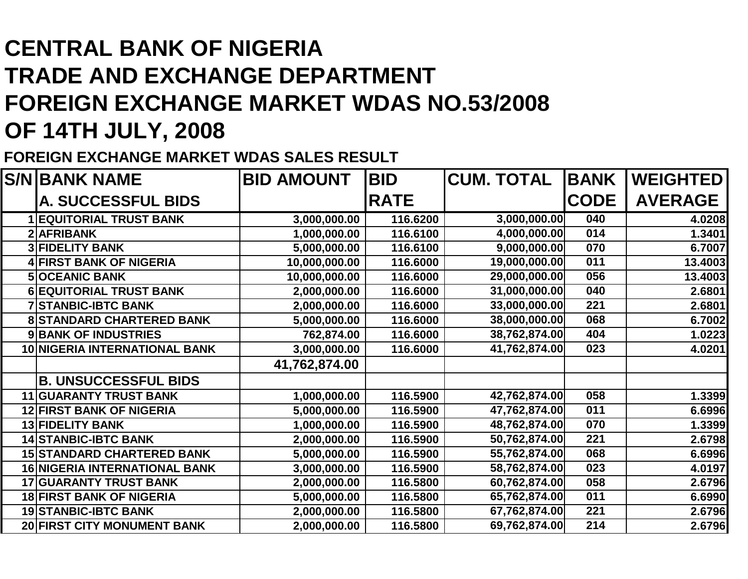# CENTRAL BANK OF NIGERIA
# TRADE AND EXCHANGE DEPARTMENT
# FOREIGN EXCHANGE MARKET WDAS NO.53/2008
# OF 14TH JULY, 2008

**FOREIGN EXCHANGE MARKET WDAS SALES RESULT**

| S/N | BANK NAME | BID AMOUNT | BID RATE | CUM. TOTAL | BANK CODE | WEIGHTED AVERAGE |
|---|---|---|---|---|---|---|
| | **A. SUCCESSFUL BIDS** | | | | | |
| 1 | EQUITORIAL TRUST BANK | 3,000,000.00 | 116.6200 | 3,000,000.00 | 040 | 4.0208 |
| 2 | AFRIBANK | 1,000,000.00 | 116.6100 | 4,000,000.00 | 014 | 1.3401 |
| 3 | FIDELITY BANK | 5,000,000.00 | 116.6100 | 9,000,000.00 | 070 | 6.7007 |
| 4 | FIRST BANK OF NIGERIA | 10,000,000.00 | 116.6000 | 19,000,000.00 | 011 | 13.4003 |
| 5 | OCEANIC BANK | 10,000,000.00 | 116.6000 | 29,000,000.00 | 056 | 13.4003 |
| 6 | EQUITORIAL TRUST BANK | 2,000,000.00 | 116.6000 | 31,000,000.00 | 040 | 2.6801 |
| 7 | STANBIC-IBTC BANK | 2,000,000.00 | 116.6000 | 33,000,000.00 | 221 | 2.6801 |
| 8 | STANDARD CHARTERED BANK | 5,000,000.00 | 116.6000 | 38,000,000.00 | 068 | 6.7002 |
| 9 | BANK OF INDUSTRIES | 762,874.00 | 116.6000 | 38,762,874.00 | 404 | 1.0223 |
| 10 | NIGERIA INTERNATIONAL BANK | 3,000,000.00 | 116.6000 | 41,762,874.00 | 023 | 4.0201 |
| | | **41,762,874.00** | | | | |
| | **B. UNSUCCESSFUL BIDS** | | | | | |
| 11 | GUARANTY TRUST BANK | 1,000,000.00 | 116.5900 | 42,762,874.00 | 058 | 1.3399 |
| 12 | FIRST BANK OF NIGERIA | 5,000,000.00 | 116.5900 | 47,762,874.00 | 011 | 6.6996 |
| 13 | FIDELITY BANK | 1,000,000.00 | 116.5900 | 48,762,874.00 | 070 | 1.3399 |
| 14 | STANBIC-IBTC BANK | 2,000,000.00 | 116.5900 | 50,762,874.00 | 221 | 2.6798 |
| 15 | STANDARD CHARTERED BANK | 5,000,000.00 | 116.5900 | 55,762,874.00 | 068 | 6.6996 |
| 16 | NIGERIA INTERNATIONAL BANK | 3,000,000.00 | 116.5900 | 58,762,874.00 | 023 | 4.0197 |
| 17 | GUARANTY TRUST BANK | 2,000,000.00 | 116.5800 | 60,762,874.00 | 058 | 2.6796 |
| 18 | FIRST BANK OF NIGERIA | 5,000,000.00 | 116.5800 | 65,762,874.00 | 011 | 6.6990 |
| 19 | STANBIC-IBTC BANK | 2,000,000.00 | 116.5800 | 67,762,874.00 | 221 | 2.6796 |
| 20 | FIRST CITY MONUMENT BANK | 2,000,000.00 | 116.5800 | 69,762,874.00 | 214 | 2.6796 |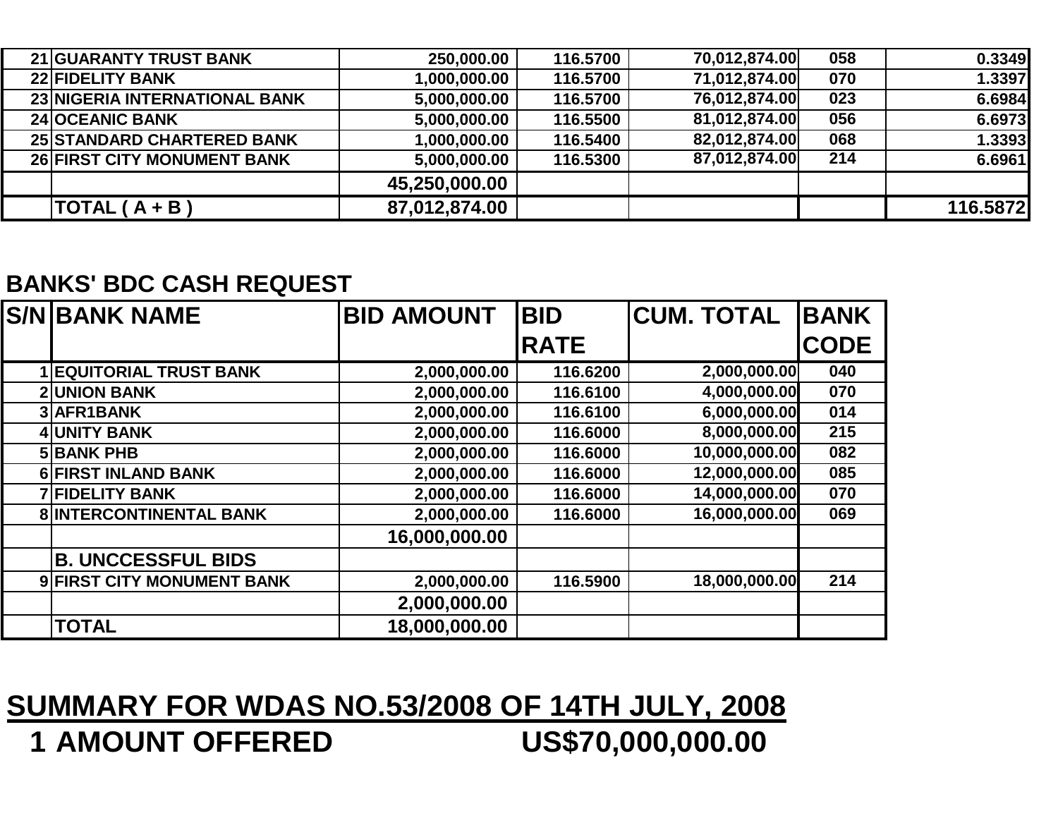| | | | | | | |
|---|---|---|---|---|---|---|
| 21 | GUARANTY TRUST BANK | 250,000.00 | 116.5700 | 70,012,874.00 | 058 | 0.3349 |
| 22 | FIDELITY BANK | 1,000,000.00 | 116.5700 | 71,012,874.00 | 070 | 1.3397 |
| 23 | NIGERIA INTERNATIONAL BANK | 5,000,000.00 | 116.5700 | 76,012,874.00 | 023 | 6.6984 |
| 24 | OCEANIC BANK | 5,000,000.00 | 116.5500 | 81,012,874.00 | 056 | 6.6973 |
| 25 | STANDARD CHARTERED BANK | 1,000,000.00 | 116.5400 | 82,012,874.00 | 068 | 1.3393 |
| 26 | FIRST CITY MONUMENT BANK | 5,000,000.00 | 116.5300 | 87,012,874.00 | 214 | 6.6961 |
| | | 45,250,000.00 | | | | |
| | TOTAL ( A + B ) | 87,012,874.00 | | | | 116.5872 |

## BANKS' BDC CASH REQUEST

| S/N | BANK NAME | BID AMOUNT | BID RATE | CUM. TOTAL | BANK CODE |
|---|---|---|---|---|---|
| 1 | EQUITORIAL TRUST BANK | 2,000,000.00 | 116.6200 | 2,000,000.00 | 040 |
| 2 | UNION BANK | 2,000,000.00 | 116.6100 | 4,000,000.00 | 070 |
| 3 | AFR1BANK | 2,000,000.00 | 116.6100 | 6,000,000.00 | 014 |
| 4 | UNITY BANK | 2,000,000.00 | 116.6000 | 8,000,000.00 | 215 |
| 5 | BANK PHB | 2,000,000.00 | 116.6000 | 10,000,000.00 | 082 |
| 6 | FIRST INLAND BANK | 2,000,000.00 | 116.6000 | 12,000,000.00 | 085 |
| 7 | FIDELITY BANK | 2,000,000.00 | 116.6000 | 14,000,000.00 | 070 |
| 8 | INTERCONTINENTAL BANK | 2,000,000.00 | 116.6000 | 16,000,000.00 | 069 |
| | | 16,000,000.00 | | | |
| | B. UNCCESSFUL BIDS | | | | |
| 9 | FIRST CITY MONUMENT BANK | 2,000,000.00 | 116.5900 | 18,000,000.00 | 214 |
| | | 2,000,000.00 | | | |
| | TOTAL | 18,000,000.00 | | | |

# SUMMARY FOR WDAS NO.53/2008 OF 14TH JULY, 2008

**1 AMOUNT OFFERED US$70,000,000.00**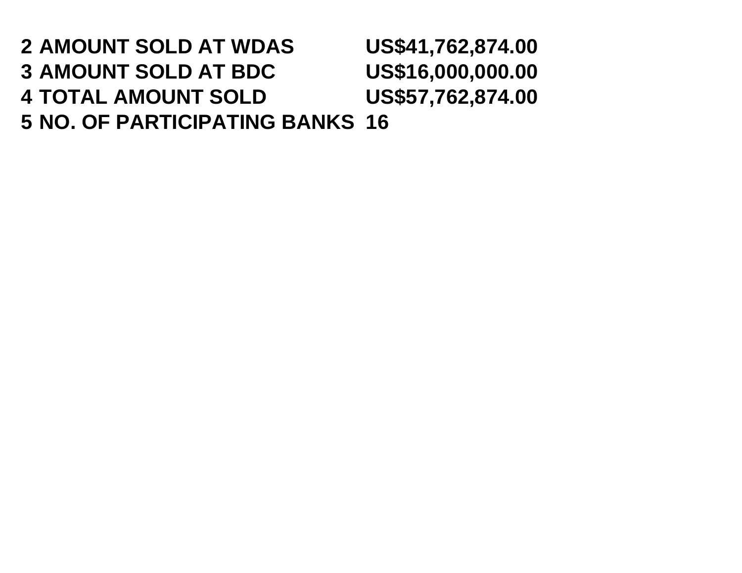| | | |
|---|---|---|
| 2 | **AMOUNT SOLD AT WDAS** | **US$41,762,874.00** |
| 3 | **AMOUNT SOLD AT BDC** | **US$16,000,000.00** |
| 4 | **TOTAL AMOUNT SOLD** | **US$57,762,874.00** |
| 5 | **NO. OF PARTICIPATING BANKS** | **16** |